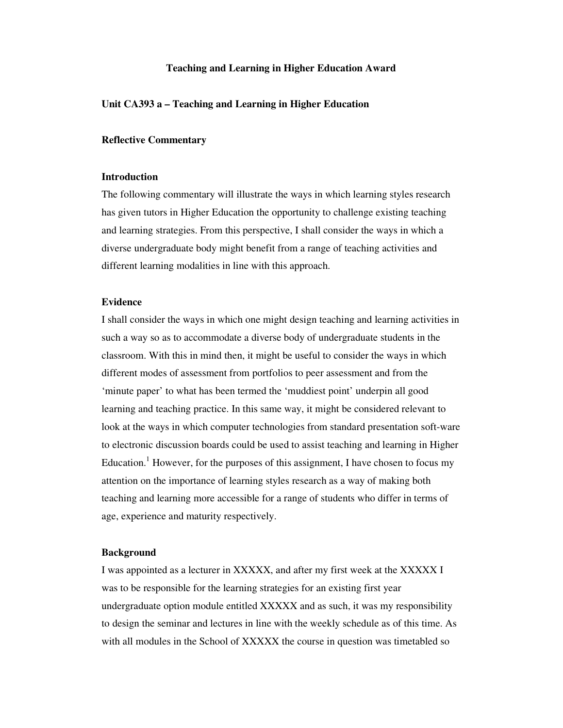# Teaching and Learning in Higher Education Award

## Unit CA393 a – Teaching and Learning in Higher Education

### Reflective Commentary

### Introduction

The following commentary will illustrate the ways in which learning styles research has given tutors in Higher Education the opportunity to challenge existing teaching and learning strategies. From this perspective, I shall consider the ways in which a diverse undergraduate body might benefit from a range of teaching activities and different learning modalities in line with this approach.

### Evidence

I shall consider the ways in which one might design teaching and learning activities in such a way so as to accommodate a diverse body of undergraduate students in the classroom. With this in mind then, it might be useful to consider the ways in which different modes of assessment from portfolios to peer assessment and from the 'minute paper' to what has been termed the 'muddiest point' underpin all good learning and teaching practice. In this same way, it might be considered relevant to look at the ways in which computer technologies from standard presentation soft-ware to electronic discussion boards could be used to assist teaching and learning in Higher Education.[1] However, for the purposes of this assignment, I have chosen to focus my attention on the importance of learning styles research as a way of making both teaching and learning more accessible for a range of students who differ in terms of age, experience and maturity respectively.

### Background

I was appointed as a lecturer in XXXXX, and after my first week at the XXXXX I was to be responsible for the learning strategies for an existing first year undergraduate option module entitled XXXXX and as such, it was my responsibility to design the seminar and lectures in line with the weekly schedule as of this time. As with all modules in the School of XXXXX the course in question was timetabled so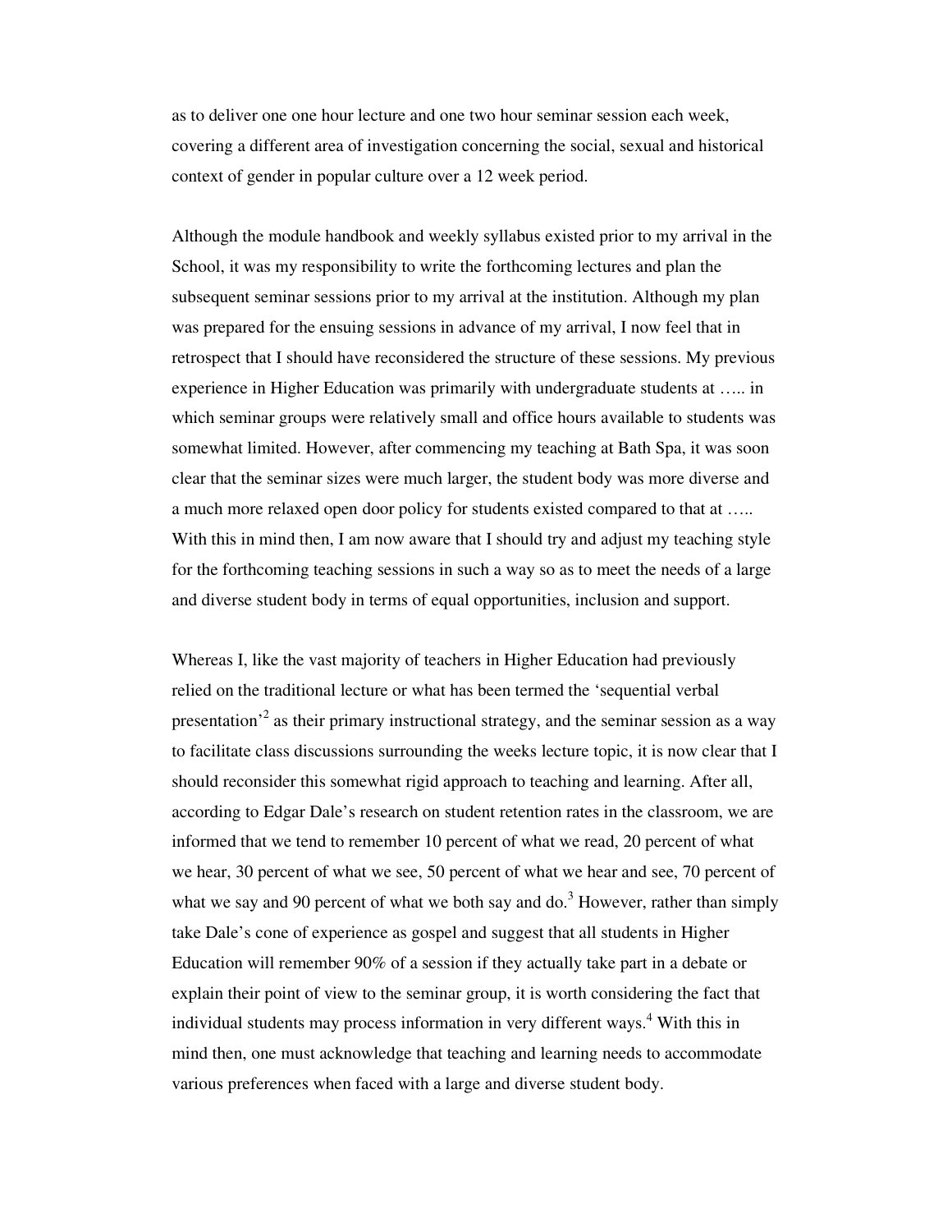as to deliver one one hour lecture and one two hour seminar session each week, covering a different area of investigation concerning the social, sexual and historical context of gender in popular culture over a 12 week period.

Although the module handbook and weekly syllabus existed prior to my arrival in the School, it was my responsibility to write the forthcoming lectures and plan the subsequent seminar sessions prior to my arrival at the institution. Although my plan was prepared for the ensuing sessions in advance of my arrival, I now feel that in retrospect that I should have reconsidered the structure of these sessions. My previous experience in Higher Education was primarily with undergraduate students at ….. in which seminar groups were relatively small and office hours available to students was somewhat limited. However, after commencing my teaching at Bath Spa, it was soon clear that the seminar sizes were much larger, the student body was more diverse and a much more relaxed open door policy for students existed compared to that at ….. With this in mind then, I am now aware that I should try and adjust my teaching style for the forthcoming teaching sessions in such a way so as to meet the needs of a large and diverse student body in terms of equal opportunities, inclusion and support.

Whereas I, like the vast majority of teachers in Higher Education had previously relied on the traditional lecture or what has been termed the 'sequential verbal presentation'[2] as their primary instructional strategy, and the seminar session as a way to facilitate class discussions surrounding the weeks lecture topic, it is now clear that I should reconsider this somewhat rigid approach to teaching and learning. After all, according to Edgar Dale's research on student retention rates in the classroom, we are informed that we tend to remember 10 percent of what we read, 20 percent of what we hear, 30 percent of what we see, 50 percent of what we hear and see, 70 percent of what we say and 90 percent of what we both say and do.[3] However, rather than simply take Dale's cone of experience as gospel and suggest that all students in Higher Education will remember 90% of a session if they actually take part in a debate or explain their point of view to the seminar group, it is worth considering the fact that individual students may process information in very different ways.[4] With this in mind then, one must acknowledge that teaching and learning needs to accommodate various preferences when faced with a large and diverse student body.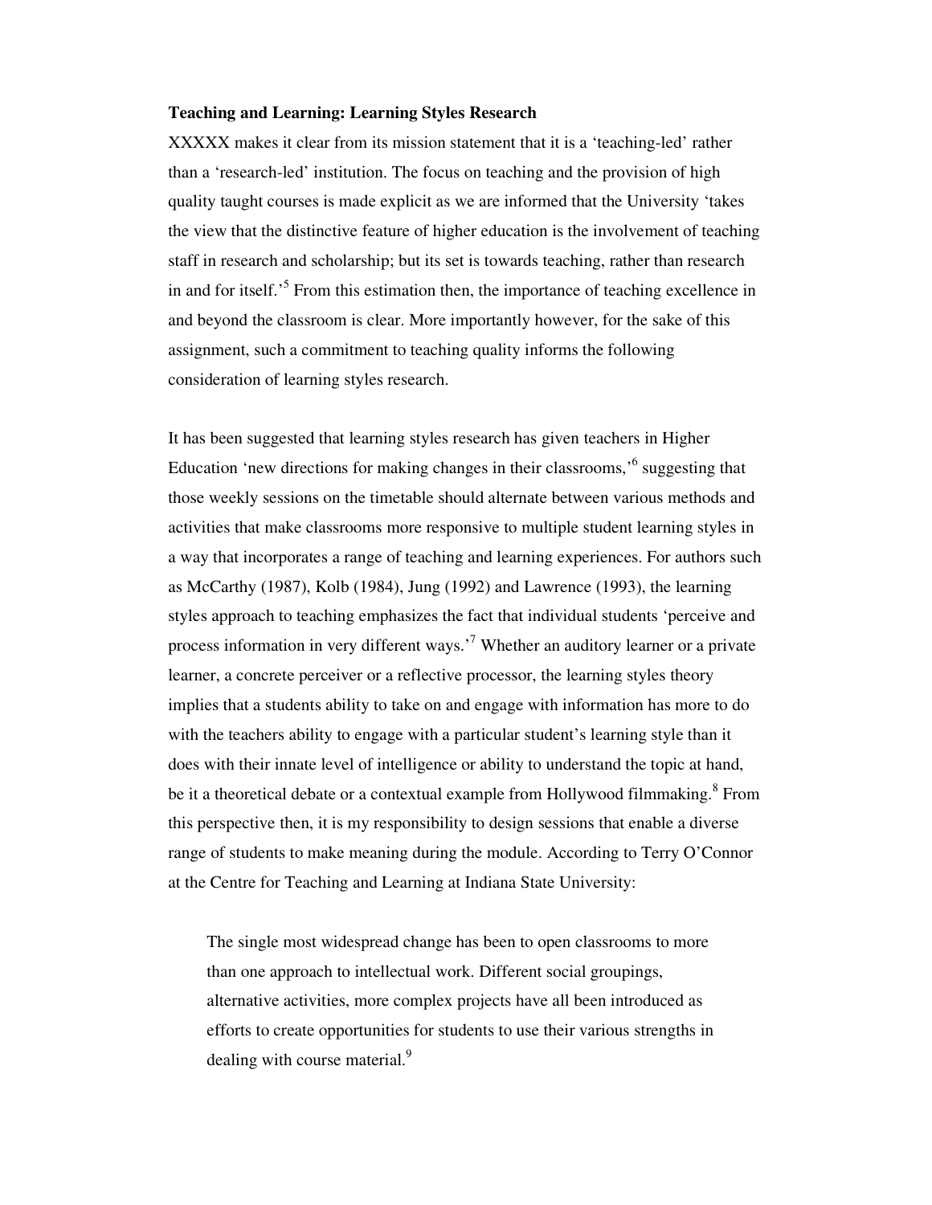**Teaching and Learning: Learning Styles Research**

XXXXX makes it clear from its mission statement that it is a 'teaching-led' rather than a 'research-led' institution. The focus on teaching and the provision of high quality taught courses is made explicit as we are informed that the University 'takes the view that the distinctive feature of higher education is the involvement of teaching staff in research and scholarship; but its set is towards teaching, rather than research in and for itself.'[5] From this estimation then, the importance of teaching excellence in and beyond the classroom is clear. More importantly however, for the sake of this assignment, such a commitment to teaching quality informs the following consideration of learning styles research.

It has been suggested that learning styles research has given teachers in Higher Education 'new directions for making changes in their classrooms,'[6] suggesting that those weekly sessions on the timetable should alternate between various methods and activities that make classrooms more responsive to multiple student learning styles in a way that incorporates a range of teaching and learning experiences. For authors such as McCarthy (1987), Kolb (1984), Jung (1992) and Lawrence (1993), the learning styles approach to teaching emphasizes the fact that individual students 'perceive and process information in very different ways.'[7] Whether an auditory learner or a private learner, a concrete perceiver or a reflective processor, the learning styles theory implies that a students ability to take on and engage with information has more to do with the teachers ability to engage with a particular student's learning style than it does with their innate level of intelligence or ability to understand the topic at hand, be it a theoretical debate or a contextual example from Hollywood filmmaking.[8] From this perspective then, it is my responsibility to design sessions that enable a diverse range of students to make meaning during the module. According to Terry O'Connor at the Centre for Teaching and Learning at Indiana State University:

> The single most widespread change has been to open classrooms to more than one approach to intellectual work. Different social groupings, alternative activities, more complex projects have all been introduced as efforts to create opportunities for students to use their various strengths in dealing with course material.[9]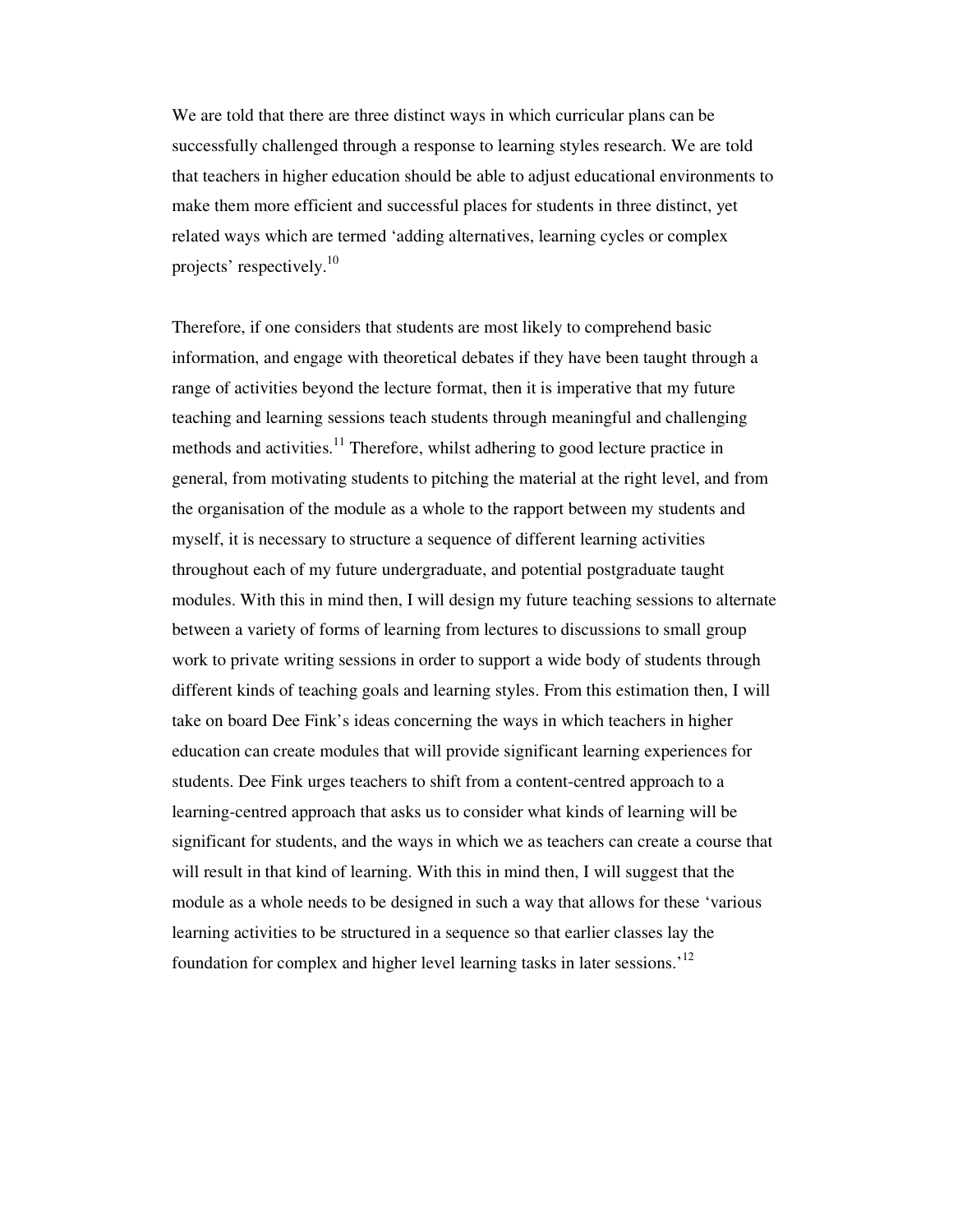We are told that there are three distinct ways in which curricular plans can be successfully challenged through a response to learning styles research. We are told that teachers in higher education should be able to adjust educational environments to make them more efficient and successful places for students in three distinct, yet related ways which are termed 'adding alternatives, learning cycles or complex projects' respectively.[10]

Therefore, if one considers that students are most likely to comprehend basic information, and engage with theoretical debates if they have been taught through a range of activities beyond the lecture format, then it is imperative that my future teaching and learning sessions teach students through meaningful and challenging methods and activities.[11] Therefore, whilst adhering to good lecture practice in general, from motivating students to pitching the material at the right level, and from the organisation of the module as a whole to the rapport between my students and myself, it is necessary to structure a sequence of different learning activities throughout each of my future undergraduate, and potential postgraduate taught modules. With this in mind then, I will design my future teaching sessions to alternate between a variety of forms of learning from lectures to discussions to small group work to private writing sessions in order to support a wide body of students through different kinds of teaching goals and learning styles. From this estimation then, I will take on board Dee Fink's ideas concerning the ways in which teachers in higher education can create modules that will provide significant learning experiences for students. Dee Fink urges teachers to shift from a content-centred approach to a learning-centred approach that asks us to consider what kinds of learning will be significant for students, and the ways in which we as teachers can create a course that will result in that kind of learning. With this in mind then, I will suggest that the module as a whole needs to be designed in such a way that allows for these 'various learning activities to be structured in a sequence so that earlier classes lay the foundation for complex and higher level learning tasks in later sessions.'[12]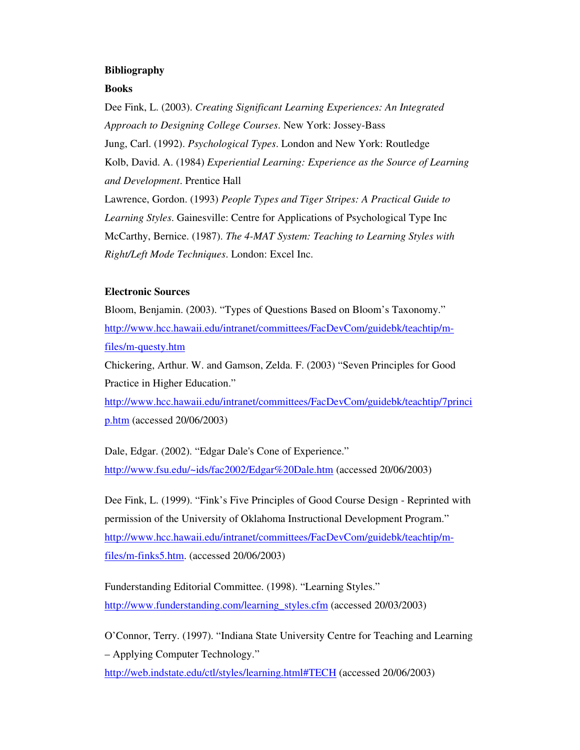**Bibliography**

**Books**

Dee Fink, L. (2003). *Creating Significant Learning Experiences: An Integrated Approach to Designing College Courses*. New York: Jossey-Bass

Jung, Carl. (1992). *Psychological Types*. London and New York: Routledge

Kolb, David. A. (1984) *Experiential Learning: Experience as the Source of Learning and Development*. Prentice Hall

Lawrence, Gordon. (1993) *People Types and Tiger Stripes: A Practical Guide to Learning Styles*. Gainesville: Centre for Applications of Psychological Type Inc

McCarthy, Bernice. (1987). *The 4-MAT System: Teaching to Learning Styles with Right/Left Mode Techniques*. London: Excel Inc.

**Electronic Sources**

Bloom, Benjamin. (2003). "Types of Questions Based on Bloom's Taxonomy." http://www.hcc.hawaii.edu/intranet/committees/FacDevCom/guidebk/teachtip/m-files/m-questy.htm

Chickering, Arthur. W. and Gamson, Zelda. F. (2003) "Seven Principles for Good Practice in Higher Education." http://www.hcc.hawaii.edu/intranet/committees/FacDevCom/guidebk/teachtip/7princip.htm (accessed 20/06/2003)

Dale, Edgar. (2002). "Edgar Dale's Cone of Experience." http://www.fsu.edu/~ids/fac2002/Edgar%20Dale.htm (accessed 20/06/2003)

Dee Fink, L. (1999). "Fink's Five Principles of Good Course Design - Reprinted with permission of the University of Oklahoma Instructional Development Program." http://www.hcc.hawaii.edu/intranet/committees/FacDevCom/guidebk/teachtip/m-files/m-finks5.htm. (accessed 20/06/2003)

Funderstanding Editorial Committee. (1998). "Learning Styles." http://www.funderstanding.com/learning_styles.cfm (accessed 20/03/2003)

O'Connor, Terry. (1997). "Indiana State University Centre for Teaching and Learning – Applying Computer Technology." http://web.indstate.edu/ctl/styles/learning.html#TECH (accessed 20/06/2003)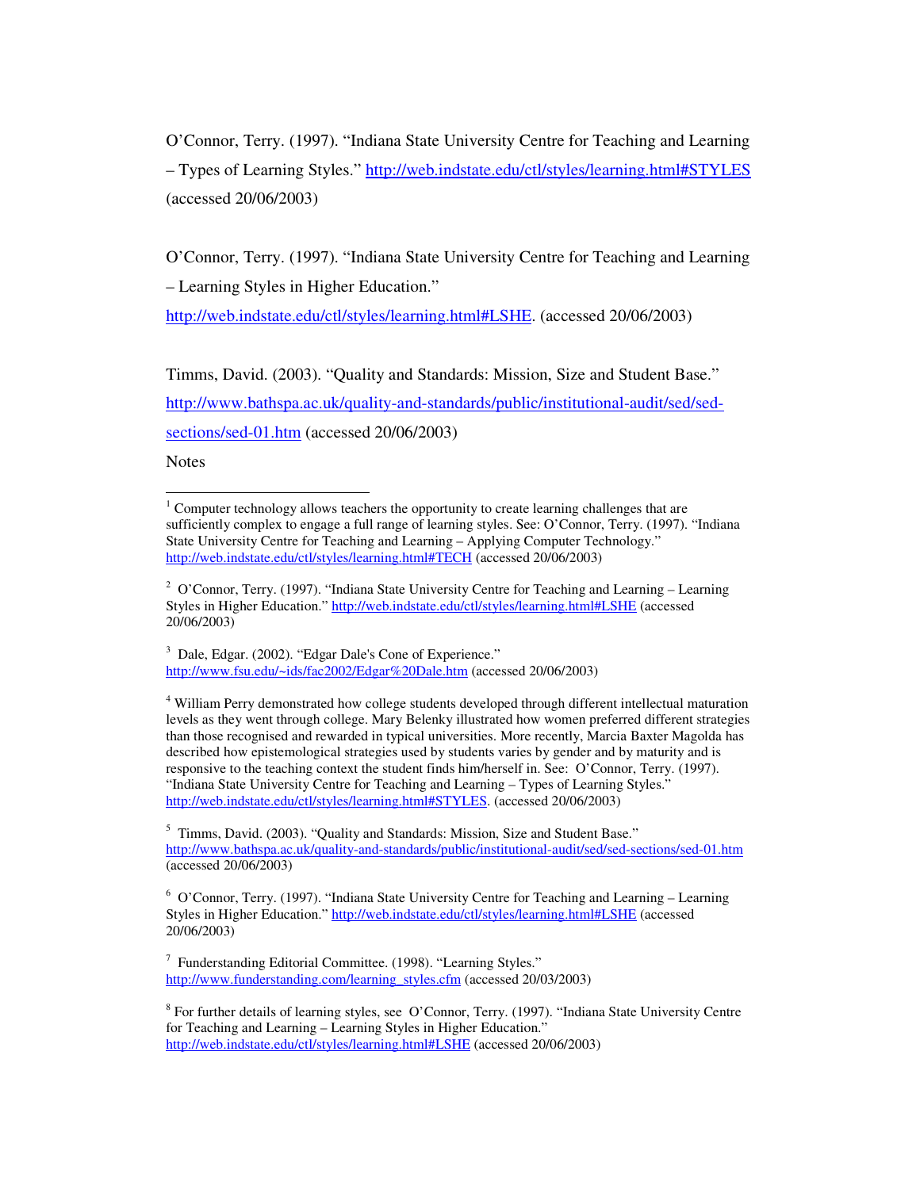O'Connor, Terry. (1997). "Indiana State University Centre for Teaching and Learning – Types of Learning Styles." http://web.indstate.edu/ctl/styles/learning.html#STYLES (accessed 20/06/2003)

O'Connor, Terry. (1997). "Indiana State University Centre for Teaching and Learning – Learning Styles in Higher Education." http://web.indstate.edu/ctl/styles/learning.html#LSHE. (accessed 20/06/2003)

Timms, David. (2003). "Quality and Standards: Mission, Size and Student Base." http://www.bathspa.ac.uk/quality-and-standards/public/institutional-audit/sed/sed-sections/sed-01.htm (accessed 20/06/2003)

Notes

---

[1] Computer technology allows teachers the opportunity to create learning challenges that are sufficiently complex to engage a full range of learning styles. See: O'Connor, Terry. (1997). "Indiana State University Centre for Teaching and Learning – Applying Computer Technology." http://web.indstate.edu/ctl/styles/learning.html#TECH (accessed 20/06/2003)

[2] O'Connor, Terry. (1997). "Indiana State University Centre for Teaching and Learning – Learning Styles in Higher Education." http://web.indstate.edu/ctl/styles/learning.html#LSHE (accessed 20/06/2003)

[3] Dale, Edgar. (2002). "Edgar Dale's Cone of Experience." http://www.fsu.edu/~ids/fac2002/Edgar%20Dale.htm (accessed 20/06/2003)

[4] William Perry demonstrated how college students developed through different intellectual maturation levels as they went through college. Mary Belenky illustrated how women preferred different strategies than those recognised and rewarded in typical universities. More recently, Marcia Baxter Magolda has described how epistemological strategies used by students varies by gender and by maturity and is responsive to the teaching context the student finds him/herself in. See: O'Connor, Terry. (1997). "Indiana State University Centre for Teaching and Learning – Types of Learning Styles." http://web.indstate.edu/ctl/styles/learning.html#STYLES. (accessed 20/06/2003)

[5] Timms, David. (2003). "Quality and Standards: Mission, Size and Student Base." http://www.bathspa.ac.uk/quality-and-standards/public/institutional-audit/sed/sed-sections/sed-01.htm (accessed 20/06/2003)

[6] O'Connor, Terry. (1997). "Indiana State University Centre for Teaching and Learning – Learning Styles in Higher Education." http://web.indstate.edu/ctl/styles/learning.html#LSHE (accessed 20/06/2003)

[7] Funderstanding Editorial Committee. (1998). "Learning Styles." http://www.funderstanding.com/learning_styles.cfm (accessed 20/03/2003)

[8] For further details of learning styles, see O'Connor, Terry. (1997). "Indiana State University Centre for Teaching and Learning – Learning Styles in Higher Education." http://web.indstate.edu/ctl/styles/learning.html#LSHE (accessed 20/06/2003)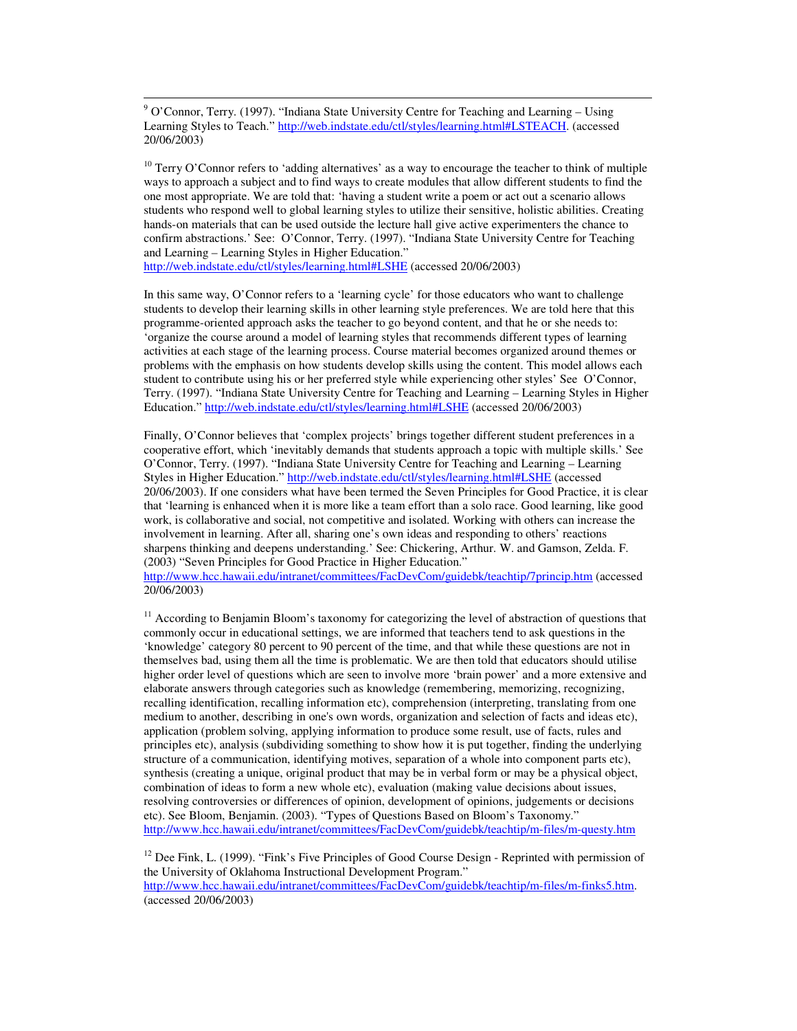[9] O'Connor, Terry. (1997). "Indiana State University Centre for Teaching and Learning – Using Learning Styles to Teach." http://web.indstate.edu/ctl/styles/learning.html#LSTEACH. (accessed 20/06/2003)

[10] Terry O'Connor refers to 'adding alternatives' as a way to encourage the teacher to think of multiple ways to approach a subject and to find ways to create modules that allow different students to find the one most appropriate. We are told that: 'having a student write a poem or act out a scenario allows students who respond well to global learning styles to utilize their sensitive, holistic abilities. Creating hands-on materials that can be used outside the lecture hall give active experimenters the chance to confirm abstractions.' See: O'Connor, Terry. (1997). "Indiana State University Centre for Teaching and Learning – Learning Styles in Higher Education." http://web.indstate.edu/ctl/styles/learning.html#LSHE (accessed 20/06/2003)

In this same way, O'Connor refers to a 'learning cycle' for those educators who want to challenge students to develop their learning skills in other learning style preferences. We are told here that this programme-oriented approach asks the teacher to go beyond content, and that he or she needs to: 'organize the course around a model of learning styles that recommends different types of learning activities at each stage of the learning process. Course material becomes organized around themes or problems with the emphasis on how students develop skills using the content. This model allows each student to contribute using his or her preferred style while experiencing other styles' See O'Connor, Terry. (1997). "Indiana State University Centre for Teaching and Learning – Learning Styles in Higher Education." http://web.indstate.edu/ctl/styles/learning.html#LSHE (accessed 20/06/2003)

Finally, O'Connor believes that 'complex projects' brings together different student preferences in a cooperative effort, which 'inevitably demands that students approach a topic with multiple skills.' See O'Connor, Terry. (1997). "Indiana State University Centre for Teaching and Learning – Learning Styles in Higher Education." http://web.indstate.edu/ctl/styles/learning.html#LSHE (accessed 20/06/2003). If one considers what have been termed the Seven Principles for Good Practice, it is clear that 'learning is enhanced when it is more like a team effort than a solo race. Good learning, like good work, is collaborative and social, not competitive and isolated. Working with others can increase the involvement in learning. After all, sharing one's own ideas and responding to others' reactions sharpens thinking and deepens understanding.' See: Chickering, Arthur. W. and Gamson, Zelda. F. (2003) "Seven Principles for Good Practice in Higher Education." http://www.hcc.hawaii.edu/intranet/committees/FacDevCom/guidebk/teachtip/7princip.htm (accessed 20/06/2003)

[11] According to Benjamin Bloom's taxonomy for categorizing the level of abstraction of questions that commonly occur in educational settings, we are informed that teachers tend to ask questions in the 'knowledge' category 80 percent to 90 percent of the time, and that while these questions are not in themselves bad, using them all the time is problematic. We are then told that educators should utilise higher order level of questions which are seen to involve more 'brain power' and a more extensive and elaborate answers through categories such as knowledge (remembering, memorizing, recognizing, recalling identification, recalling information etc), comprehension (interpreting, translating from one medium to another, describing in one's own words, organization and selection of facts and ideas etc), application (problem solving, applying information to produce some result, use of facts, rules and principles etc), analysis (subdividing something to show how it is put together, finding the underlying structure of a communication, identifying motives, separation of a whole into component parts etc), synthesis (creating a unique, original product that may be in verbal form or may be a physical object, combination of ideas to form a new whole etc), evaluation (making value decisions about issues, resolving controversies or differences of opinion, development of opinions, judgements or decisions etc). See Bloom, Benjamin. (2003). "Types of Questions Based on Bloom's Taxonomy." http://www.hcc.hawaii.edu/intranet/committees/FacDevCom/guidebk/teachtip/m-files/m-questy.htm

[12] Dee Fink, L. (1999). "Fink's Five Principles of Good Course Design - Reprinted with permission of the University of Oklahoma Instructional Development Program." http://www.hcc.hawaii.edu/intranet/committees/FacDevCom/guidebk/teachtip/m-files/m-finks5.htm. (accessed 20/06/2003)